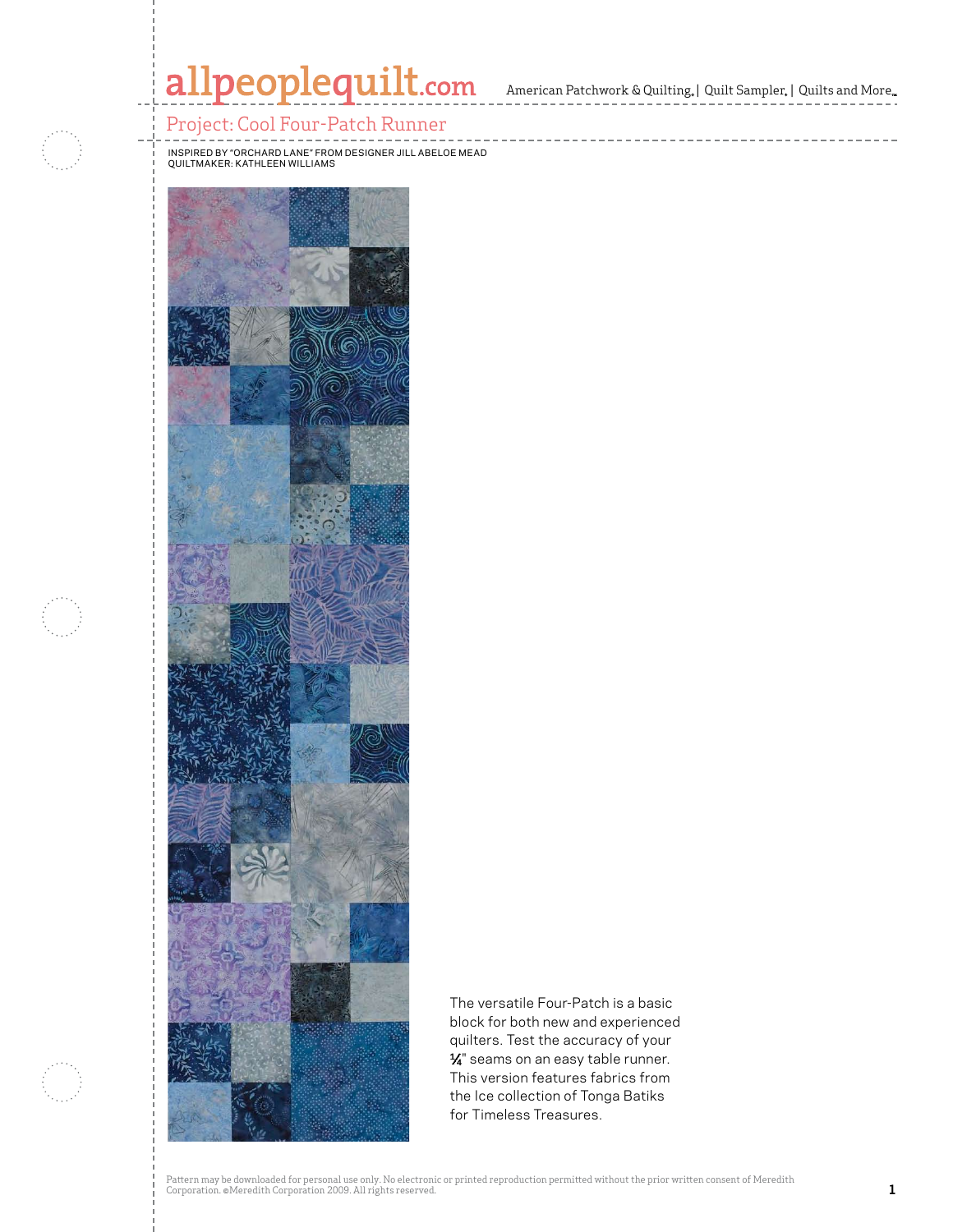allpeoplequilt.com American Patchwork & Quilting | Quilt Sampler | Quilts and More

# Project: Cool Four-Patch Runner

INSPIRED BY "ORCHARD LANE" FROM DESIGNER JILL ABELOE MEAD
QUILTMAKER: KATHLEEN WILLIAMS

The versatile Four-Patch is a basic block for both new and experienced quilters. Test the accuracy of your ¼" seams on an easy table runner. This version features fabrics from the Ice collection of Tonga Batiks for Timeless Treasures.

Pattern may be downloaded for personal use only. No electronic or printed reproduction permitted without the prior written consent of Meredith Corporation. ©Meredith Corporation 2009. All rights reserved.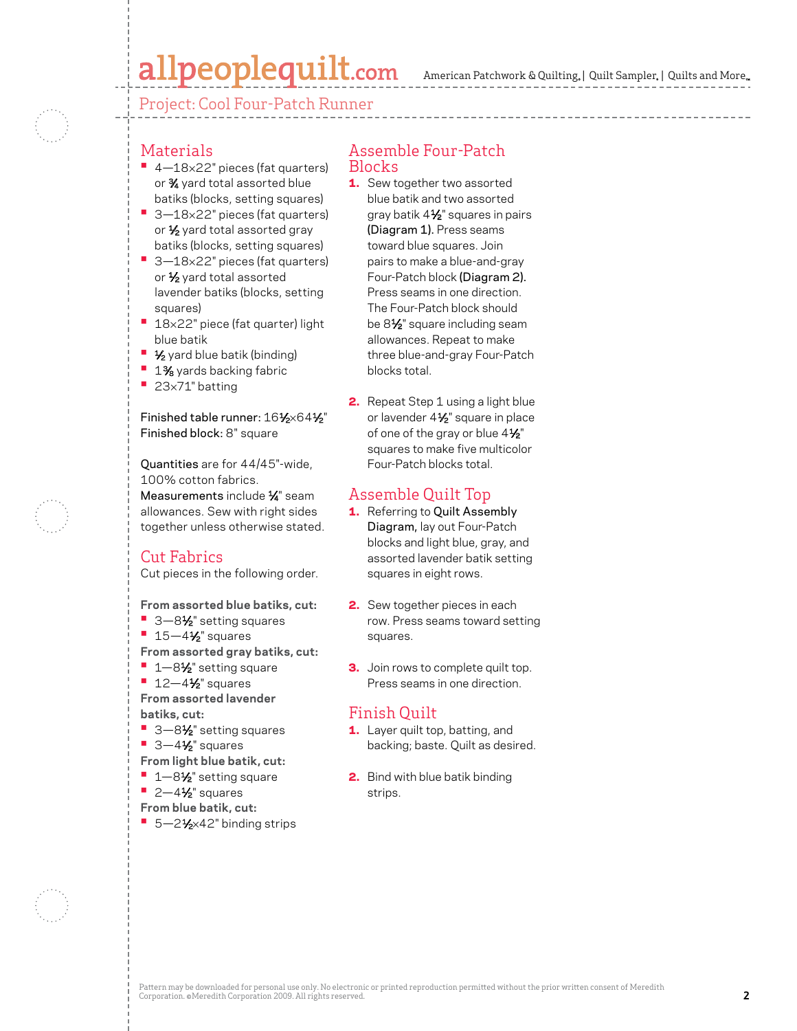## Project: Cool Four-Patch Runner

## Materials

- 4—18×22" pieces (fat quarters) or ¾ yard total assorted blue batiks (blocks, setting squares)
- 3—18×22" pieces (fat quarters) or ½ yard total assorted gray batiks (blocks, setting squares)
- 3—18×22" pieces (fat quarters) or ½ yard total assorted lavender batiks (blocks, setting squares)
- 18×22" piece (fat quarter) light blue batik
- ½ yard blue batik (binding)
- 1⅜ yards backing fabric
- 23×71" batting

**Finished table runner:** 16½×64½"
**Finished block:** 8" square

**Quantities** are for 44/45"-wide, 100% cotton fabrics.
**Measurements** include ¼" seam allowances. Sew with right sides together unless otherwise stated.

## Cut Fabrics

Cut pieces in the following order.

**From assorted blue batiks, cut:**
- 3—8½" setting squares
- 15—4½" squares

**From assorted gray batiks, cut:**
- 1—8½" setting square
- 12—4½" squares

**From assorted lavender batiks, cut:**
- 3—8½" setting squares
- 3—4½" squares

**From light blue batik, cut:**
- 1—8½" setting square
- 2—4½" squares

**From blue batik, cut:**
- 5—2½×42" binding strips

## Assemble Four-Patch Blocks

1. Sew together two assorted blue batik and two assorted gray batik 4½" squares in pairs **(Diagram 1).** Press seams toward blue squares. Join pairs to make a blue-and-gray Four-Patch block **(Diagram 2).** Press seams in one direction. The Four-Patch block should be 8½" square including seam allowances. Repeat to make three blue-and-gray Four-Patch blocks total.

2. Repeat Step 1 using a light blue or lavender 4½" square in place of one of the gray or blue 4½" squares to make five multicolor Four-Patch blocks total.

## Assemble Quilt Top

1. Referring to **Quilt Assembly Diagram,** lay out Four-Patch blocks and light blue, gray, and assorted lavender batik setting squares in eight rows.

2. Sew together pieces in each row. Press seams toward setting squares.

3. Join rows to complete quilt top. Press seams in one direction.

## Finish Quilt

1. Layer quilt top, batting, and backing; baste. Quilt as desired.

2. Bind with blue batik binding strips.

Pattern may be downloaded for personal use only. No electronic or printed reproduction permitted without the prior written consent of Meredith Corporation. ©Meredith Corporation 2009. All rights reserved.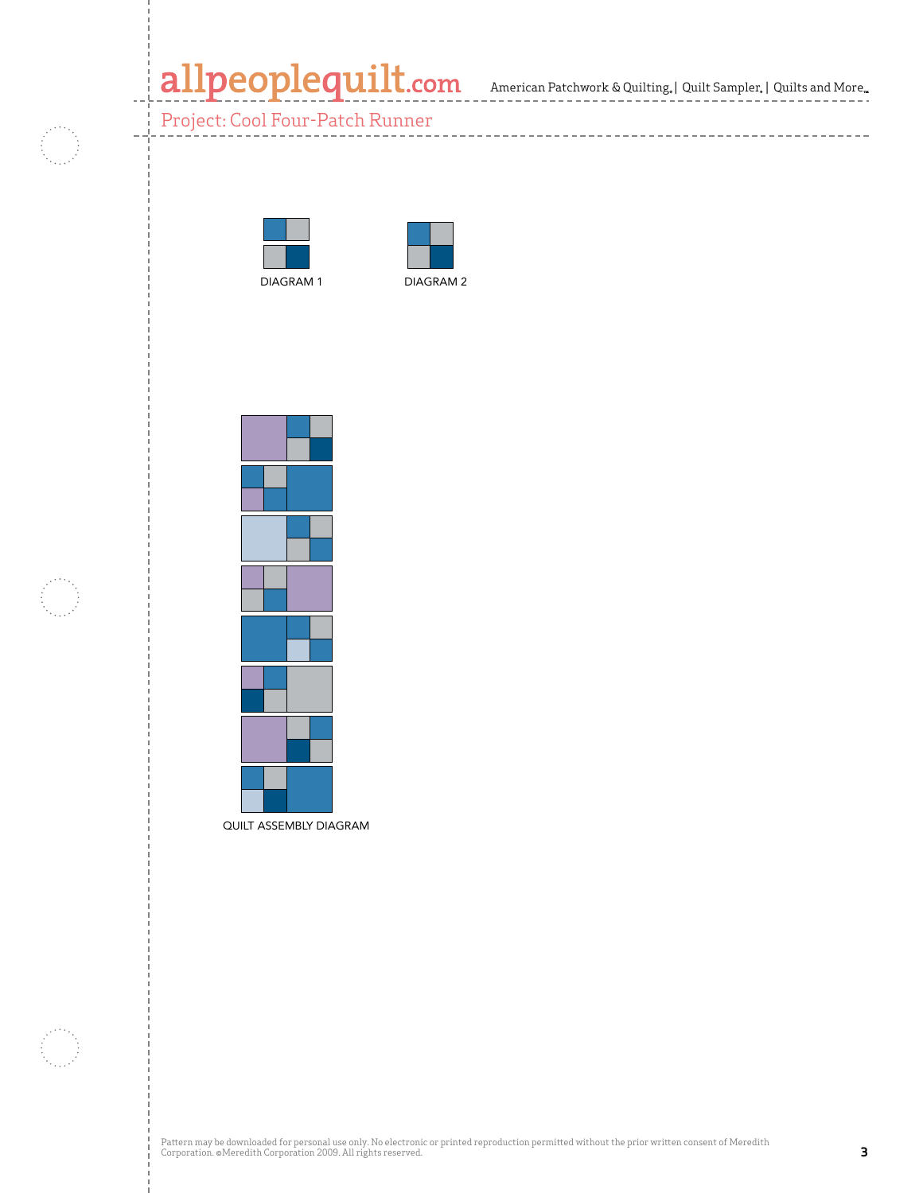Project: Cool Four-Patch Runner

DIAGRAM 1

DIAGRAM 2

QUILT ASSEMBLY DIAGRAM

Pattern may be downloaded for personal use only. No electronic or printed reproduction permitted without the prior written consent of Meredith Corporation. ©Meredith Corporation 2009. All rights reserved.